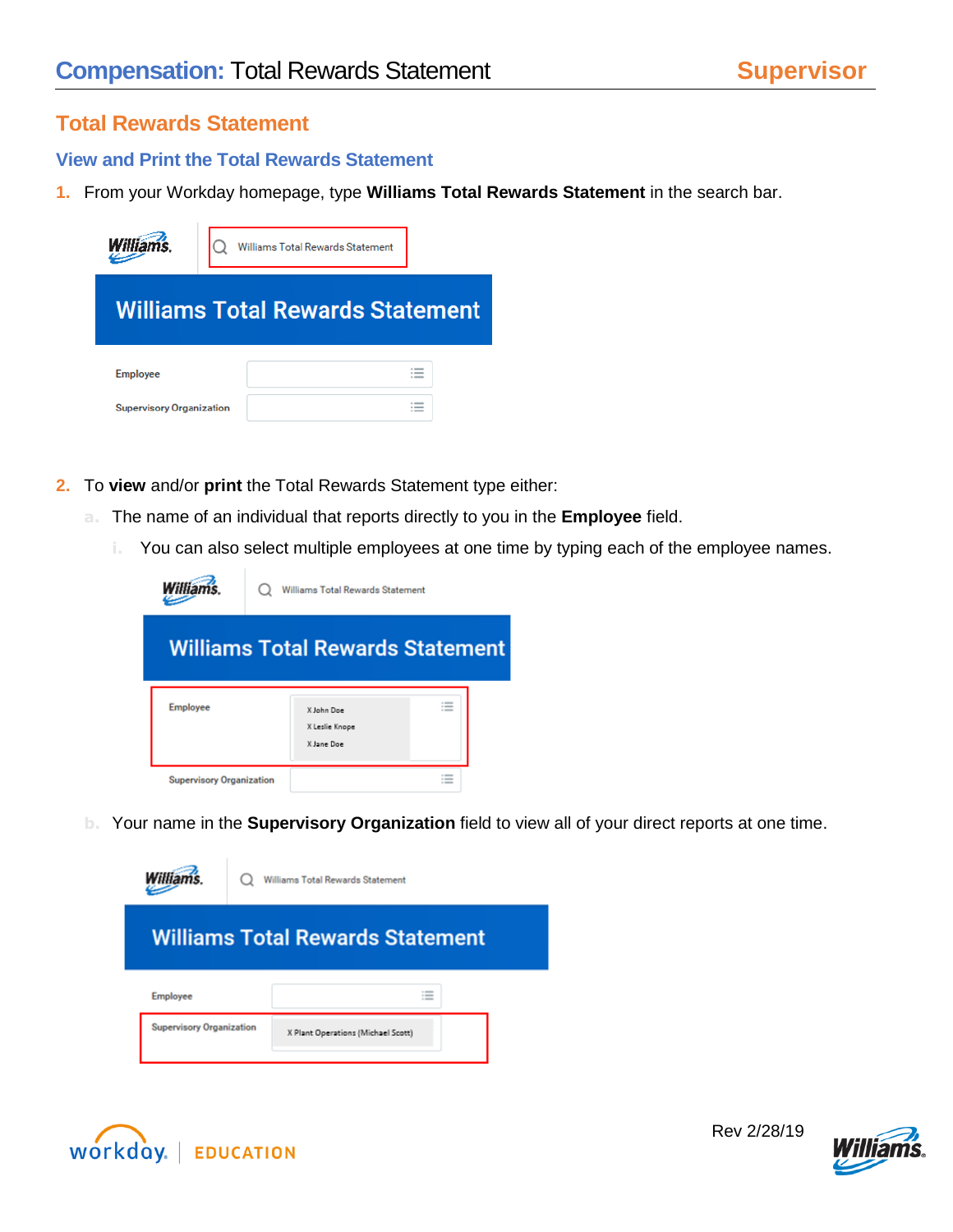# Compensation: Total Rewards Statement

**Supervisor**

## Total Rewards Statement

### View and Print the Total Rewards Statement

1. From your Workday homepage, type **Williams Total Rewards Statement** in the search bar.

2. To **view** and/or **print** the Total Rewards Statement type either:
   a. The name of an individual that reports directly to you in the **Employee** field.
      i. You can also select multiple employees at one time by typing each of the employee names.

   b. Your name in the **Supervisory Organization** field to view all of your direct reports at one time.

Rev 2/28/19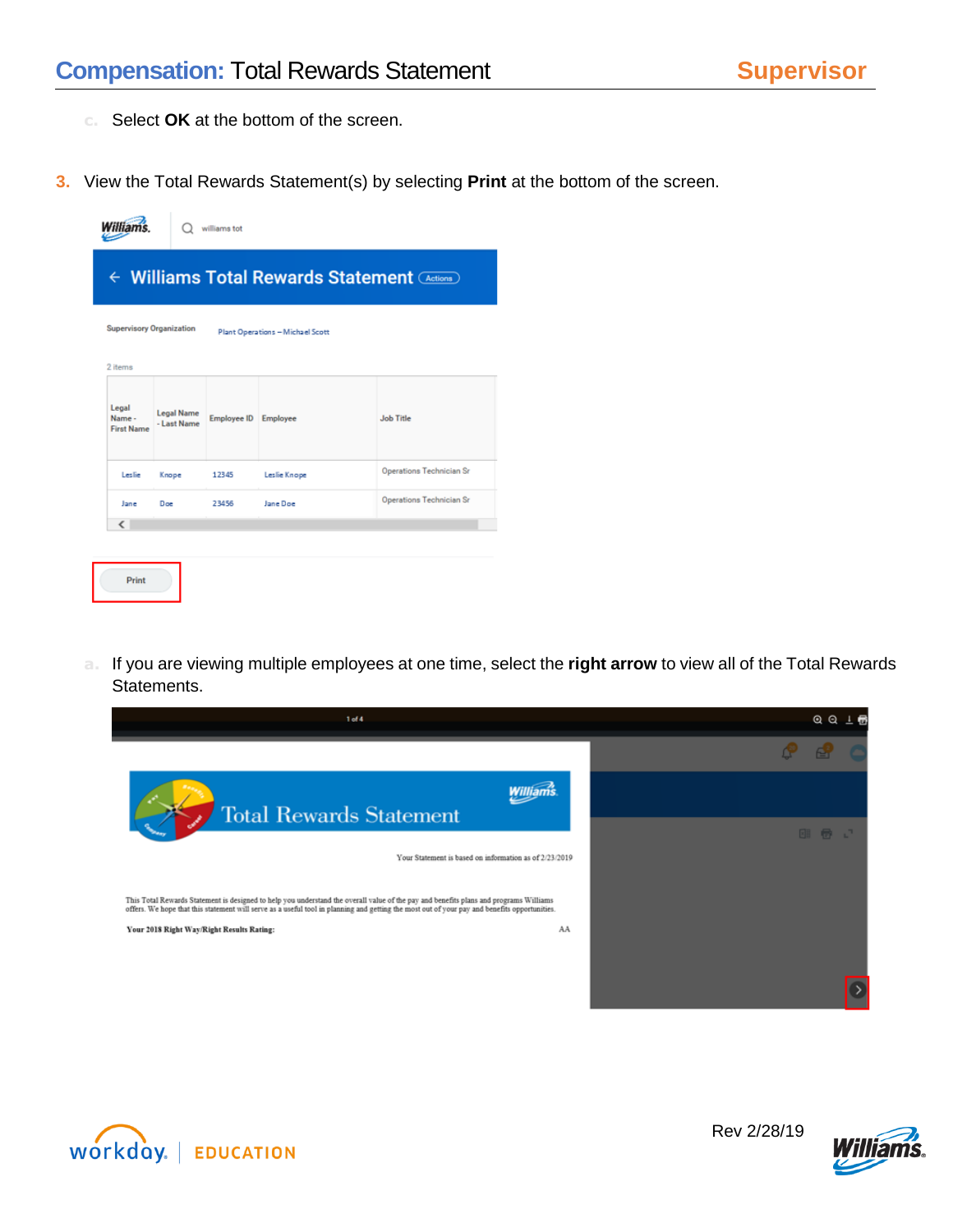c. Select **OK** at the bottom of the screen.

3. View the Total Rewards Statement(s) by selecting **Print** at the bottom of the screen.

   a. If you are viewing multiple employees at one time, select the **right arrow** to view all of the Total Rewards Statements.

Rev 2/28/19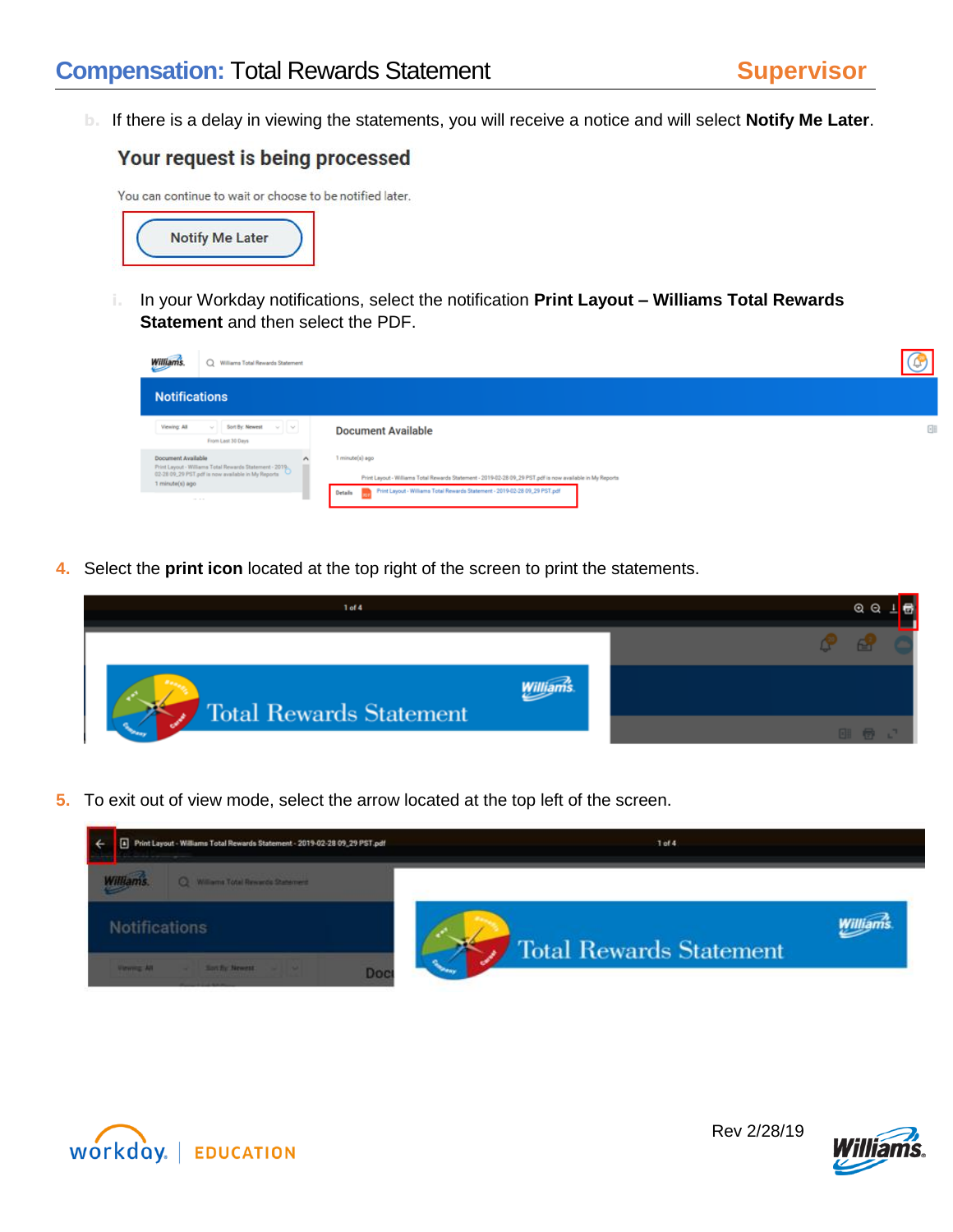b. If there is a delay in viewing the statements, you will receive a notice and will select **Notify Me Later**.

Your request is being processed

You can continue to wait or choose to be notified later.

Notify Me Later

i. In your Workday notifications, select the notification **Print Layout – Williams Total Rewards Statement** and then select the PDF.

4. Select the **print icon** located at the top right of the screen to print the statements.

5. To exit out of view mode, select the arrow located at the top left of the screen.

Rev 2/28/19